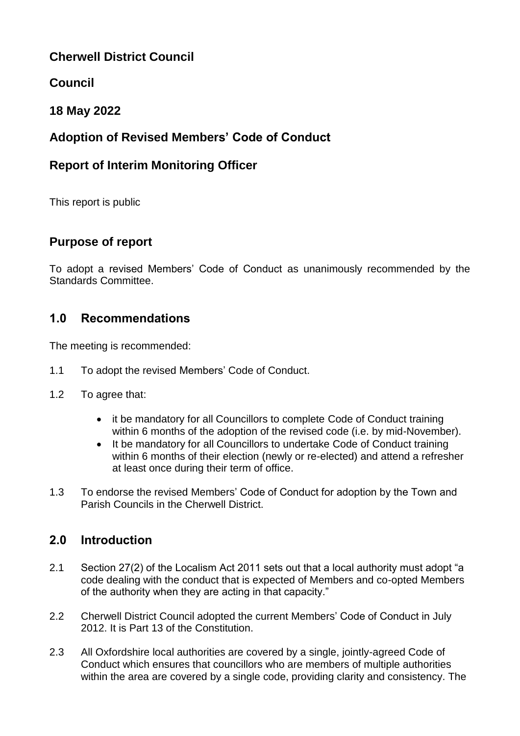# Cherwell District Council

## Council

## 18 May 2022

## Adoption of Revised Members' Code of Conduct

## Report of Interim Monitoring Officer

This report is public

## Purpose of report

To adopt a revised Members' Code of Conduct as unanimously recommended by the Standards Committee.

## 1.0 Recommendations

The meeting is recommended:

1.1 To adopt the revised Members' Code of Conduct.

1.2 To agree that:

- it be mandatory for all Councillors to complete Code of Conduct training within 6 months of the adoption of the revised code (i.e. by mid-November).
- It be mandatory for all Councillors to undertake Code of Conduct training within 6 months of their election (newly or re-elected) and attend a refresher at least once during their term of office.

1.3 To endorse the revised Members' Code of Conduct for adoption by the Town and Parish Councils in the Cherwell District.

## 2.0 Introduction

2.1 Section 27(2) of the Localism Act 2011 sets out that a local authority must adopt "a code dealing with the conduct that is expected of Members and co-opted Members of the authority when they are acting in that capacity."

2.2 Cherwell District Council adopted the current Members' Code of Conduct in July 2012. It is Part 13 of the Constitution.

2.3 All Oxfordshire local authorities are covered by a single, jointly-agreed Code of Conduct which ensures that councillors who are members of multiple authorities within the area are covered by a single code, providing clarity and consistency. The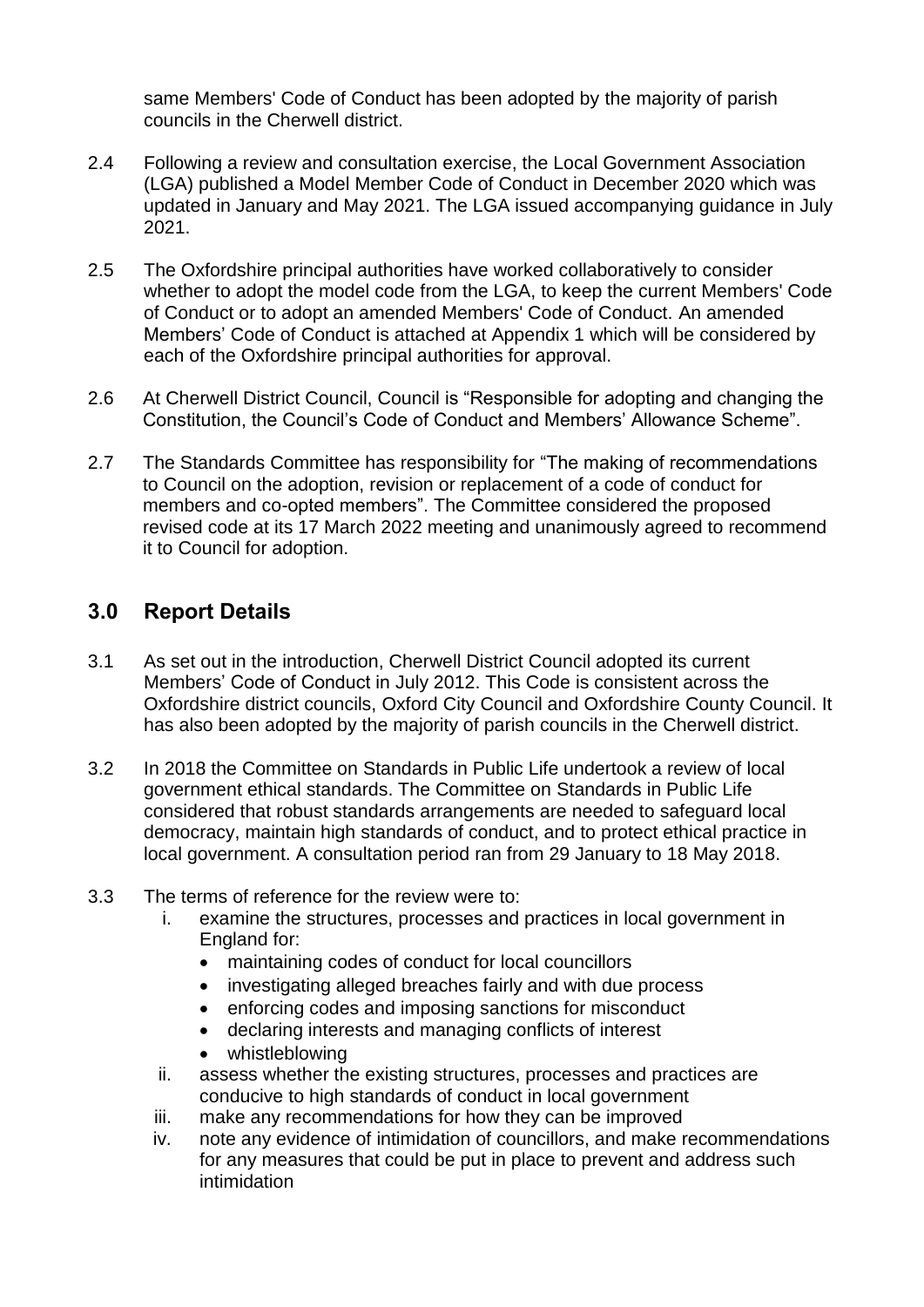same Members' Code of Conduct has been adopted by the majority of parish councils in the Cherwell district.

2.4 Following a review and consultation exercise, the Local Government Association (LGA) published a Model Member Code of Conduct in December 2020 which was updated in January and May 2021. The LGA issued accompanying guidance in July 2021.

2.5 The Oxfordshire principal authorities have worked collaboratively to consider whether to adopt the model code from the LGA, to keep the current Members' Code of Conduct or to adopt an amended Members' Code of Conduct. An amended Members' Code of Conduct is attached at Appendix 1 which will be considered by each of the Oxfordshire principal authorities for approval.

2.6 At Cherwell District Council, Council is "Responsible for adopting and changing the Constitution, the Council's Code of Conduct and Members' Allowance Scheme".

2.7 The Standards Committee has responsibility for "The making of recommendations to Council on the adoption, revision or replacement of a code of conduct for members and co-opted members". The Committee considered the proposed revised code at its 17 March 2022 meeting and unanimously agreed to recommend it to Council for adoption.

## 3.0 Report Details

3.1 As set out in the introduction, Cherwell District Council adopted its current Members' Code of Conduct in July 2012. This Code is consistent across the Oxfordshire district councils, Oxford City Council and Oxfordshire County Council. It has also been adopted by the majority of parish councils in the Cherwell district.

3.2 In 2018 the Committee on Standards in Public Life undertook a review of local government ethical standards. The Committee on Standards in Public Life considered that robust standards arrangements are needed to safeguard local democracy, maintain high standards of conduct, and to protect ethical practice in local government. A consultation period ran from 29 January to 18 May 2018.

3.3 The terms of reference for the review were to:

i. examine the structures, processes and practices in local government in England for:
   - maintaining codes of conduct for local councillors
   - investigating alleged breaches fairly and with due process
   - enforcing codes and imposing sanctions for misconduct
   - declaring interests and managing conflicts of interest
   - whistleblowing

ii. assess whether the existing structures, processes and practices are conducive to high standards of conduct in local government

iii. make any recommendations for how they can be improved

iv. note any evidence of intimidation of councillors, and make recommendations for any measures that could be put in place to prevent and address such intimidation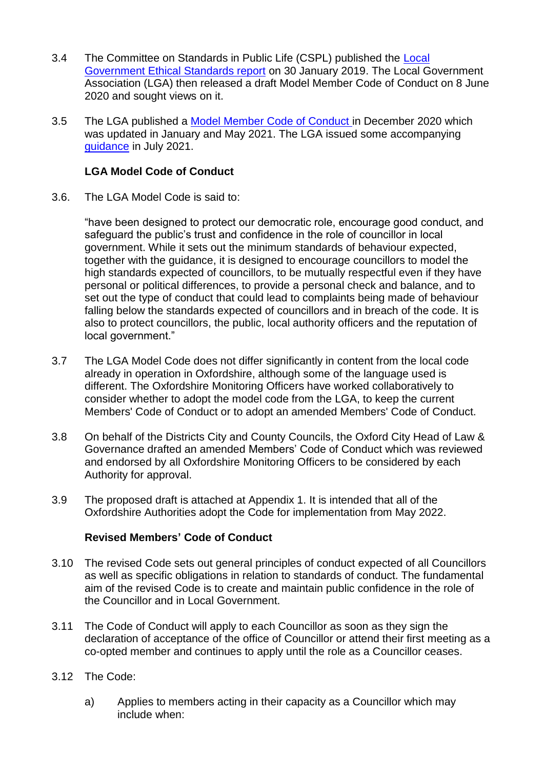3.4 The Committee on Standards in Public Life (CSPL) published the [Local Government Ethical Standards report] on 30 January 2019. The Local Government Association (LGA) then released a draft Model Member Code of Conduct on 8 June 2020 and sought views on it.

3.5 The LGA published a [Model Member Code of Conduct] in December 2020 which was updated in January and May 2021. The LGA issued some accompanying [guidance] in July 2021.

**LGA Model Code of Conduct**

3.6. The LGA Model Code is said to:

"have been designed to protect our democratic role, encourage good conduct, and safeguard the public's trust and confidence in the role of councillor in local government. While it sets out the minimum standards of behaviour expected, together with the guidance, it is designed to encourage councillors to model the high standards expected of councillors, to be mutually respectful even if they have personal or political differences, to provide a personal check and balance, and to set out the type of conduct that could lead to complaints being made of behaviour falling below the standards expected of councillors and in breach of the code. It is also to protect councillors, the public, local authority officers and the reputation of local government."

3.7 The LGA Model Code does not differ significantly in content from the local code already in operation in Oxfordshire, although some of the language used is different. The Oxfordshire Monitoring Officers have worked collaboratively to consider whether to adopt the model code from the LGA, to keep the current Members' Code of Conduct or to adopt an amended Members' Code of Conduct.

3.8 On behalf of the Districts City and County Councils, the Oxford City Head of Law & Governance drafted an amended Members' Code of Conduct which was reviewed and endorsed by all Oxfordshire Monitoring Officers to be considered by each Authority for approval.

3.9 The proposed draft is attached at Appendix 1. It is intended that all of the Oxfordshire Authorities adopt the Code for implementation from May 2022.

**Revised Members' Code of Conduct**

3.10 The revised Code sets out general principles of conduct expected of all Councillors as well as specific obligations in relation to standards of conduct. The fundamental aim of the revised Code is to create and maintain public confidence in the role of the Councillor and in Local Government.

3.11 The Code of Conduct will apply to each Councillor as soon as they sign the declaration of acceptance of the office of Councillor or attend their first meeting as a co-opted member and continues to apply until the role as a Councillor ceases.

3.12 The Code:

a) Applies to members acting in their capacity as a Councillor which may include when: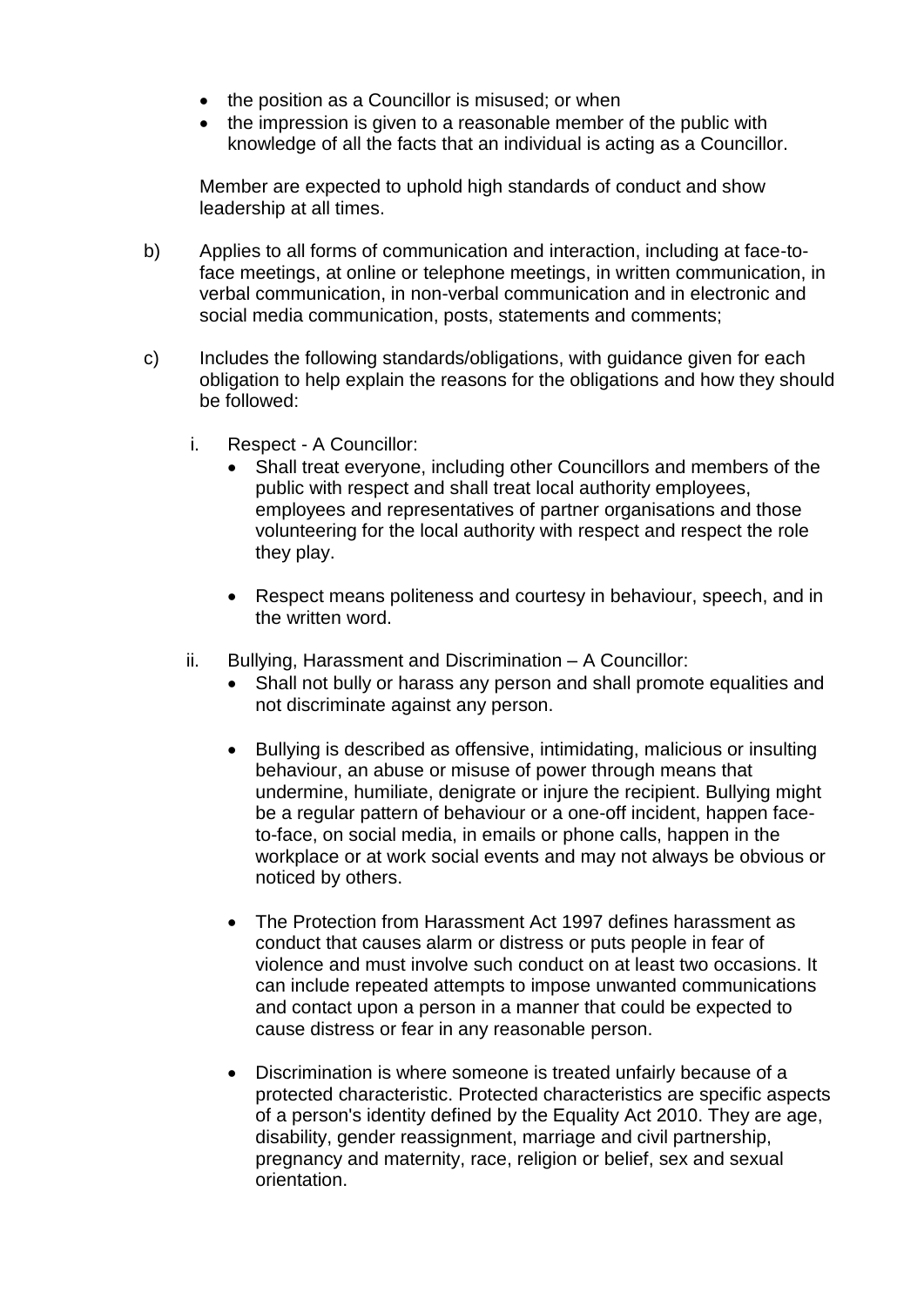- the position as a Councillor is misused; or when
- the impression is given to a reasonable member of the public with knowledge of all the facts that an individual is acting as a Councillor.

Member are expected to uphold high standards of conduct and show leadership at all times.

b) Applies to all forms of communication and interaction, including at face-to-face meetings, at online or telephone meetings, in written communication, in verbal communication, in non-verbal communication and in electronic and social media communication, posts, statements and comments;

c) Includes the following standards/obligations, with guidance given for each obligation to help explain the reasons for the obligations and how they should be followed:

i. Respect - A Councillor:

- Shall treat everyone, including other Councillors and members of the public with respect and shall treat local authority employees, employees and representatives of partner organisations and those volunteering for the local authority with respect and respect the role they play.

- Respect means politeness and courtesy in behaviour, speech, and in the written word.

ii. Bullying, Harassment and Discrimination – A Councillor:

- Shall not bully or harass any person and shall promote equalities and not discriminate against any person.

- Bullying is described as offensive, intimidating, malicious or insulting behaviour, an abuse or misuse of power through means that undermine, humiliate, denigrate or injure the recipient. Bullying might be a regular pattern of behaviour or a one-off incident, happen face-to-face, on social media, in emails or phone calls, happen in the workplace or at work social events and may not always be obvious or noticed by others.

- The Protection from Harassment Act 1997 defines harassment as conduct that causes alarm or distress or puts people in fear of violence and must involve such conduct on at least two occasions. It can include repeated attempts to impose unwanted communications and contact upon a person in a manner that could be expected to cause distress or fear in any reasonable person.

- Discrimination is where someone is treated unfairly because of a protected characteristic. Protected characteristics are specific aspects of a person's identity defined by the Equality Act 2010. They are age, disability, gender reassignment, marriage and civil partnership, pregnancy and maternity, race, religion or belief, sex and sexual orientation.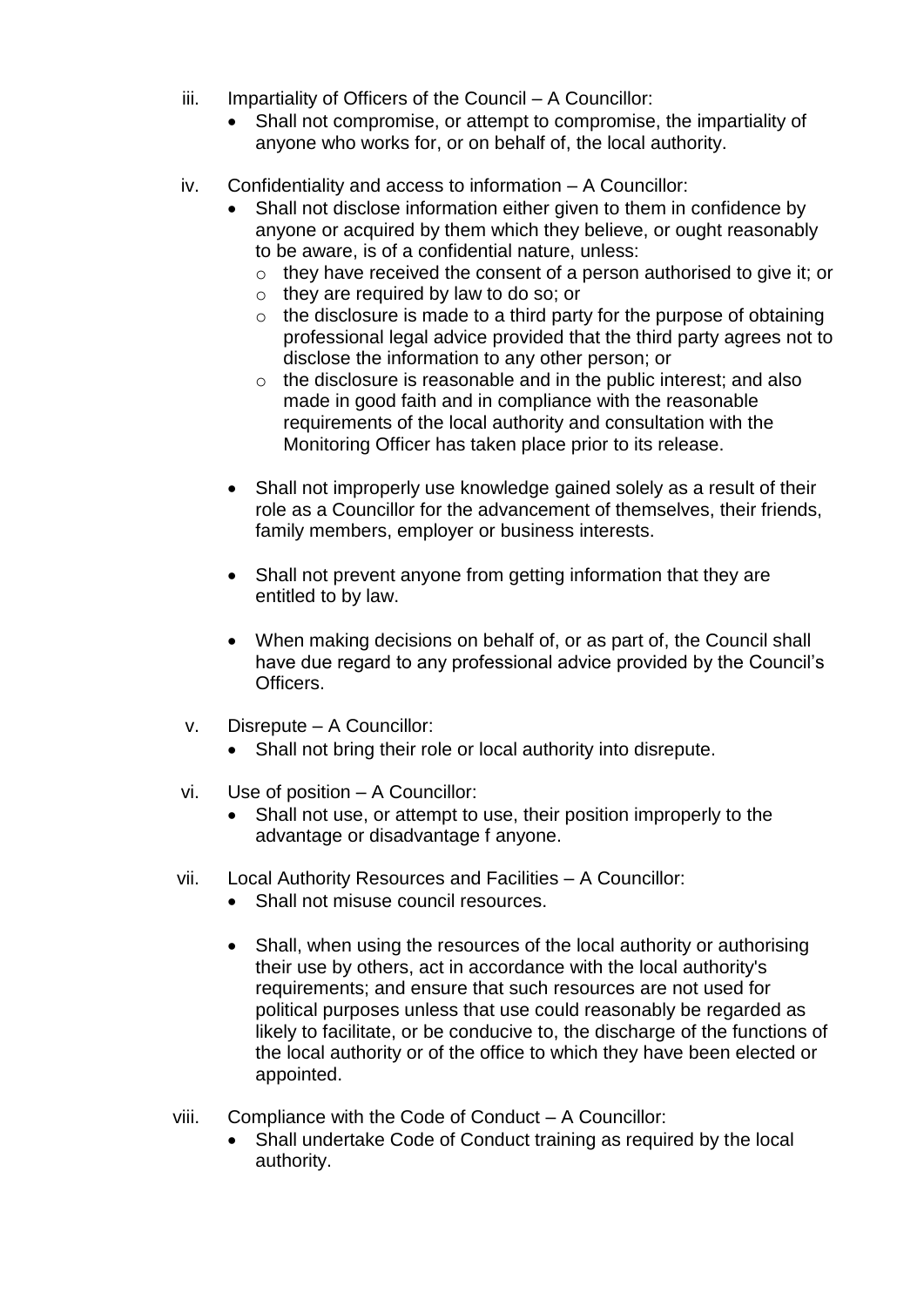iii. Impartiality of Officers of the Council – A Councillor:
   - Shall not compromise, or attempt to compromise, the impartiality of anyone who works for, or on behalf of, the local authority.

iv. Confidentiality and access to information – A Councillor:
   - Shall not disclose information either given to them in confidence by anyone or acquired by them which they believe, or ought reasonably to be aware, is of a confidential nature, unless:
     - they have received the consent of a person authorised to give it; or
     - they are required by law to do so; or
     - the disclosure is made to a third party for the purpose of obtaining professional legal advice provided that the third party agrees not to disclose the information to any other person; or
     - the disclosure is reasonable and in the public interest; and also made in good faith and in compliance with the reasonable requirements of the local authority and consultation with the Monitoring Officer has taken place prior to its release.

   - Shall not improperly use knowledge gained solely as a result of their role as a Councillor for the advancement of themselves, their friends, family members, employer or business interests.

   - Shall not prevent anyone from getting information that they are entitled to by law.

   - When making decisions on behalf of, or as part of, the Council shall have due regard to any professional advice provided by the Council's Officers.

v. Disrepute – A Councillor:
   - Shall not bring their role or local authority into disrepute.

vi. Use of position – A Councillor:
   - Shall not use, or attempt to use, their position improperly to the advantage or disadvantage f anyone.

vii. Local Authority Resources and Facilities – A Councillor:
   - Shall not misuse council resources.

   - Shall, when using the resources of the local authority or authorising their use by others, act in accordance with the local authority's requirements; and ensure that such resources are not used for political purposes unless that use could reasonably be regarded as likely to facilitate, or be conducive to, the discharge of the functions of the local authority or of the office to which they have been elected or appointed.

viii. Compliance with the Code of Conduct – A Councillor:
   - Shall undertake Code of Conduct training as required by the local authority.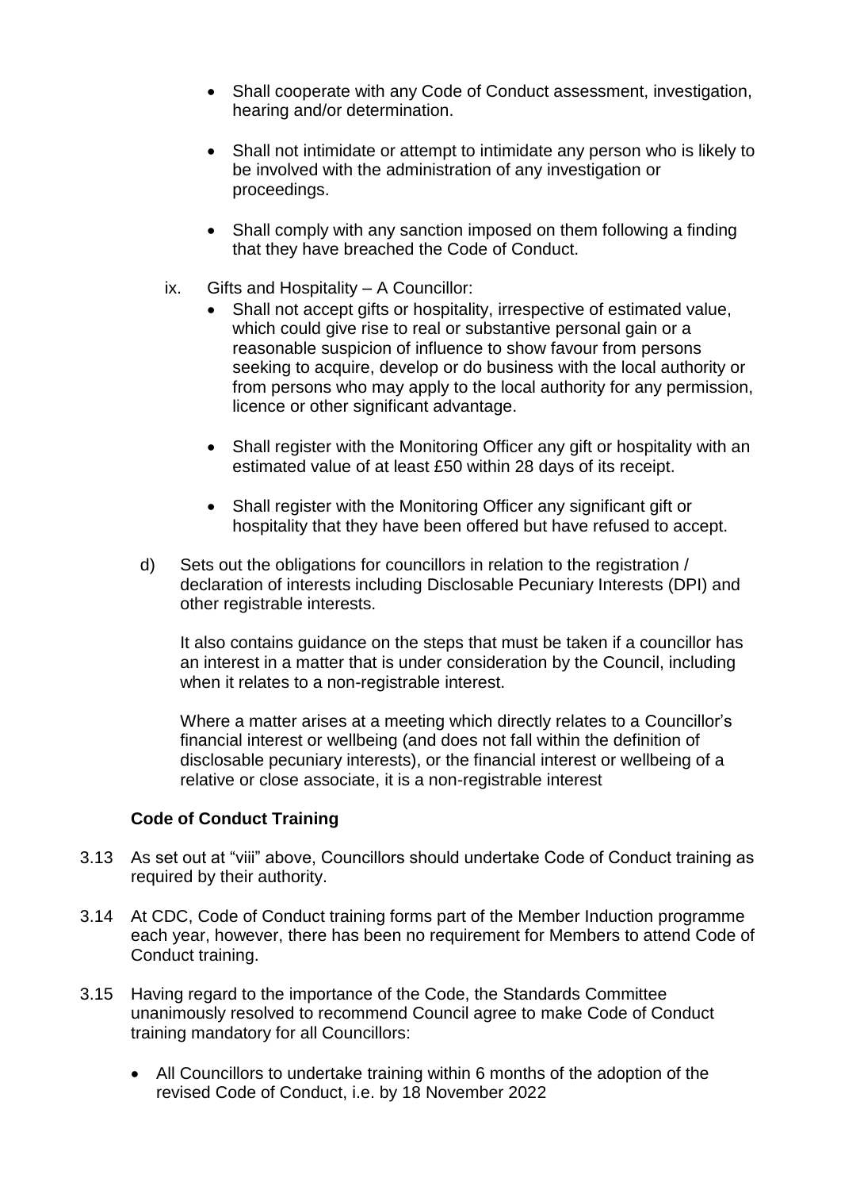- Shall cooperate with any Code of Conduct assessment, investigation, hearing and/or determination.

- Shall not intimidate or attempt to intimidate any person who is likely to be involved with the administration of any investigation or proceedings.

- Shall comply with any sanction imposed on them following a finding that they have breached the Code of Conduct.

ix. Gifts and Hospitality – A Councillor:

- Shall not accept gifts or hospitality, irrespective of estimated value, which could give rise to real or substantive personal gain or a reasonable suspicion of influence to show favour from persons seeking to acquire, develop or do business with the local authority or from persons who may apply to the local authority for any permission, licence or other significant advantage.

- Shall register with the Monitoring Officer any gift or hospitality with an estimated value of at least £50 within 28 days of its receipt.

- Shall register with the Monitoring Officer any significant gift or hospitality that they have been offered but have refused to accept.

d) Sets out the obligations for councillors in relation to the registration / declaration of interests including Disclosable Pecuniary Interests (DPI) and other registrable interests.

It also contains guidance on the steps that must be taken if a councillor has an interest in a matter that is under consideration by the Council, including when it relates to a non-registrable interest.

Where a matter arises at a meeting which directly relates to a Councillor's financial interest or wellbeing (and does not fall within the definition of disclosable pecuniary interests), or the financial interest or wellbeing of a relative or close associate, it is a non-registrable interest

**Code of Conduct Training**

3.13 As set out at "viii" above, Councillors should undertake Code of Conduct training as required by their authority.

3.14 At CDC, Code of Conduct training forms part of the Member Induction programme each year, however, there has been no requirement for Members to attend Code of Conduct training.

3.15 Having regard to the importance of the Code, the Standards Committee unanimously resolved to recommend Council agree to make Code of Conduct training mandatory for all Councillors:

- All Councillors to undertake training within 6 months of the adoption of the revised Code of Conduct, i.e. by 18 November 2022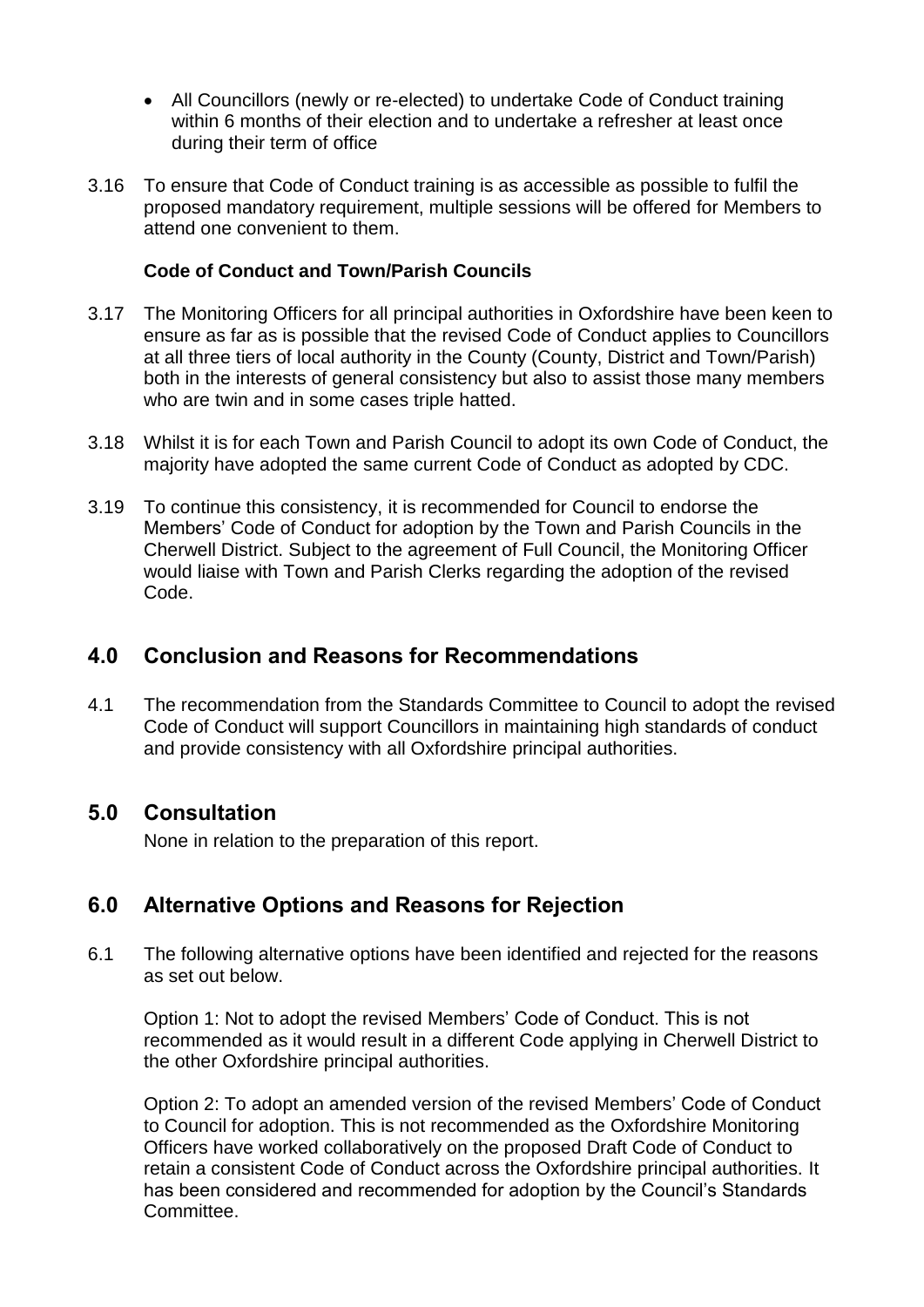- All Councillors (newly or re-elected) to undertake Code of Conduct training within 6 months of their election and to undertake a refresher at least once during their term of office

3.16 To ensure that Code of Conduct training is as accessible as possible to fulfil the proposed mandatory requirement, multiple sessions will be offered for Members to attend one convenient to them.

**Code of Conduct and Town/Parish Councils**

3.17 The Monitoring Officers for all principal authorities in Oxfordshire have been keen to ensure as far as is possible that the revised Code of Conduct applies to Councillors at all three tiers of local authority in the County (County, District and Town/Parish) both in the interests of general consistency but also to assist those many members who are twin and in some cases triple hatted.

3.18 Whilst it is for each Town and Parish Council to adopt its own Code of Conduct, the majority have adopted the same current Code of Conduct as adopted by CDC.

3.19 To continue this consistency, it is recommended for Council to endorse the Members' Code of Conduct for adoption by the Town and Parish Councils in the Cherwell District. Subject to the agreement of Full Council, the Monitoring Officer would liaise with Town and Parish Clerks regarding the adoption of the revised Code.

## 4.0 Conclusion and Reasons for Recommendations

4.1 The recommendation from the Standards Committee to Council to adopt the revised Code of Conduct will support Councillors in maintaining high standards of conduct and provide consistency with all Oxfordshire principal authorities.

## 5.0 Consultation

None in relation to the preparation of this report.

## 6.0 Alternative Options and Reasons for Rejection

6.1 The following alternative options have been identified and rejected for the reasons as set out below.

Option 1: Not to adopt the revised Members' Code of Conduct. This is not recommended as it would result in a different Code applying in Cherwell District to the other Oxfordshire principal authorities.

Option 2: To adopt an amended version of the revised Members' Code of Conduct to Council for adoption. This is not recommended as the Oxfordshire Monitoring Officers have worked collaboratively on the proposed Draft Code of Conduct to retain a consistent Code of Conduct across the Oxfordshire principal authorities. It has been considered and recommended for adoption by the Council's Standards Committee.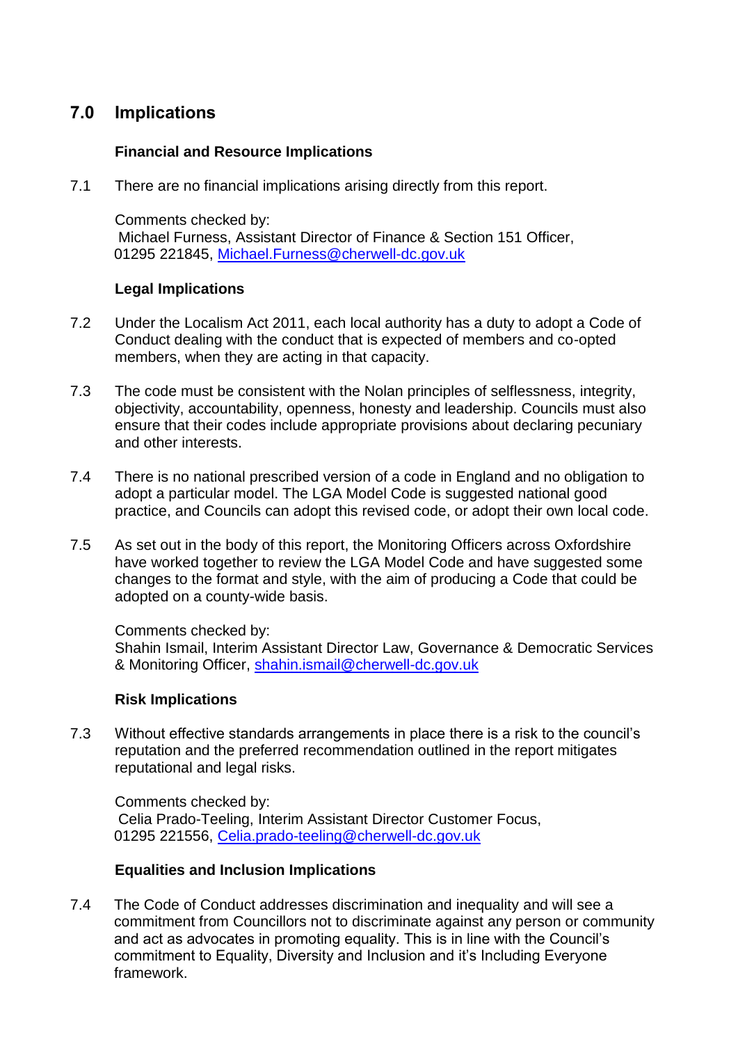## 7.0 Implications

### Financial and Resource Implications

7.1 There are no financial implications arising directly from this report.

Comments checked by:
Michael Furness, Assistant Director of Finance & Section 151 Officer, 01295 221845, Michael.Furness@cherwell-dc.gov.uk

### Legal Implications

7.2 Under the Localism Act 2011, each local authority has a duty to adopt a Code of Conduct dealing with the conduct that is expected of members and co-opted members, when they are acting in that capacity.

7.3 The code must be consistent with the Nolan principles of selflessness, integrity, objectivity, accountability, openness, honesty and leadership. Councils must also ensure that their codes include appropriate provisions about declaring pecuniary and other interests.

7.4 There is no national prescribed version of a code in England and no obligation to adopt a particular model. The LGA Model Code is suggested national good practice, and Councils can adopt this revised code, or adopt their own local code.

7.5 As set out in the body of this report, the Monitoring Officers across Oxfordshire have worked together to review the LGA Model Code and have suggested some changes to the format and style, with the aim of producing a Code that could be adopted on a county-wide basis.

Comments checked by:
Shahin Ismail, Interim Assistant Director Law, Governance & Democratic Services & Monitoring Officer, shahin.ismail@cherwell-dc.gov.uk

### Risk Implications

7.3 Without effective standards arrangements in place there is a risk to the council's reputation and the preferred recommendation outlined in the report mitigates reputational and legal risks.

Comments checked by:
Celia Prado-Teeling, Interim Assistant Director Customer Focus, 01295 221556, Celia.prado-teeling@cherwell-dc.gov.uk

### Equalities and Inclusion Implications

7.4 The Code of Conduct addresses discrimination and inequality and will see a commitment from Councillors not to discriminate against any person or community and act as advocates in promoting equality. This is in line with the Council's commitment to Equality, Diversity and Inclusion and it's Including Everyone framework.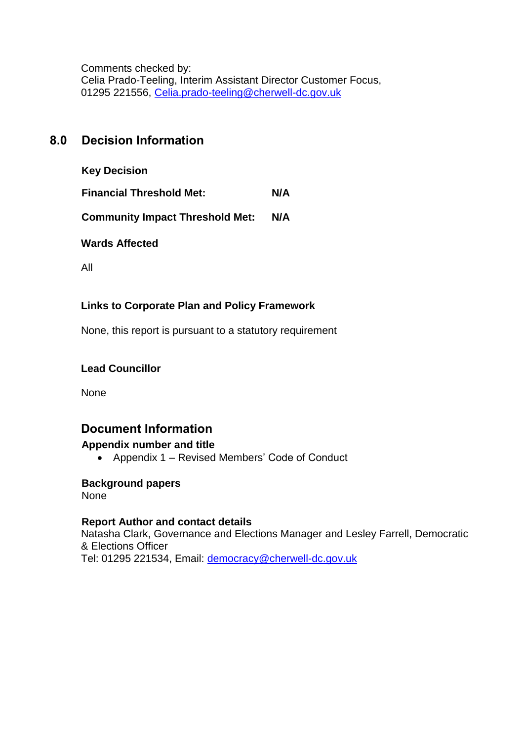Comments checked by:
Celia Prado-Teeling, Interim Assistant Director Customer Focus,
01295 221556, Celia.prado-teeling@cherwell-dc.gov.uk

## 8.0 Decision Information

**Key Decision**

**Financial Threshold Met:** **N/A**

**Community Impact Threshold Met:** **N/A**

**Wards Affected**

All

**Links to Corporate Plan and Policy Framework**

None, this report is pursuant to a statutory requirement

**Lead Councillor**

None

## Document Information

**Appendix number and title**

- Appendix 1 – Revised Members' Code of Conduct

**Background papers**
None

**Report Author and contact details**
Natasha Clark, Governance and Elections Manager and Lesley Farrell, Democratic & Elections Officer
Tel: 01295 221534, Email: democracy@cherwell-dc.gov.uk